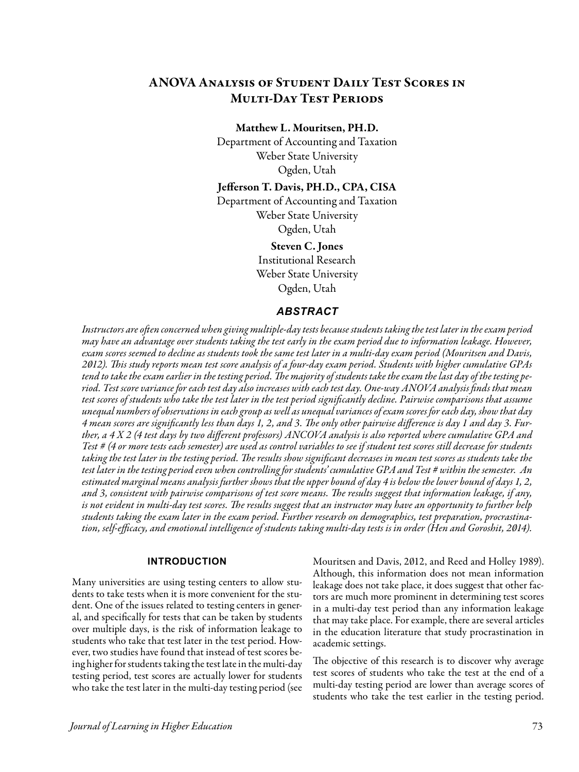# ANOVA Analysis of Student Daily Test Scores in Multi-Day Test Periods

**Matthew L. Mouritsen, PH.D.**
Department of Accounting and Taxation
Weber State University
Ogden, Utah

**Jefferson T. Davis, PH.D., CPA, CISA**
Department of Accounting and Taxation
Weber State University
Ogden, Utah

**Steven C. Jones**
Institutional Research
Weber State University
Ogden, Utah

## ABSTRACT

*Instructors are often concerned when giving multiple-day tests because students taking the test later in the exam period may have an advantage over students taking the test early in the exam period due to information leakage. However, exam scores seemed to decline as students took the same test later in a multi-day exam period (Mouritsen and Davis, 2012). This study reports mean test score analysis of a four-day exam period. Students with higher cumulative GPAs tend to take the exam earlier in the testing period. The majority of students take the exam the last day of the testing period. Test score variance for each test day also increases with each test day. One-way ANOVA analysis finds that mean test scores of students who take the test later in the test period significantly decline. Pairwise comparisons that assume unequal numbers of observations in each group as well as unequal variances of exam scores for each day, show that day 4 mean scores are significantly less than days 1, 2, and 3. The only other pairwise difference is day 1 and day 3. Further, a 4 X 2 (4 test days by two different professors) ANCOVA analysis is also reported where cumulative GPA and Test # (4 or more tests each semester) are used as control variables to see if student test scores still decrease for students taking the test later in the testing period. The results show significant decreases in mean test scores as students take the test later in the testing period even when controlling for students' cumulative GPA and Test # within the semester. An estimated marginal means analysis further shows that the upper bound of day 4 is below the lower bound of days 1, 2, and 3, consistent with pairwise comparisons of test score means. The results suggest that information leakage, if any, is not evident in multi-day test scores. The results suggest that an instructor may have an opportunity to further help students taking the exam later in the exam period. Further research on demographics, test preparation, procrastination, self-efficacy, and emotional intelligence of students taking multi-day tests is in order (Hen and Goroshit, 2014).*

## INTRODUCTION

Many universities are using testing centers to allow students to take tests when it is more convenient for the student. One of the issues related to testing centers in general, and specifically for tests that can be taken by students over multiple days, is the risk of information leakage to students who take that test later in the test period. However, two studies have found that instead of test scores being higher for students taking the test late in the multi-day testing period, test scores are actually lower for students who take the test later in the multi-day testing period (see Mouritsen and Davis, 2012, and Reed and Holley 1989). Although, this information does not mean information leakage does not take place, it does suggest that other factors are much more prominent in determining test scores in a multi-day test period than any information leakage that may take place. For example, there are several articles in the education literature that study procrastination in academic settings.

The objective of this research is to discover why average test scores of students who take the test at the end of a multi-day testing period are lower than average scores of students who take the test earlier in the testing period.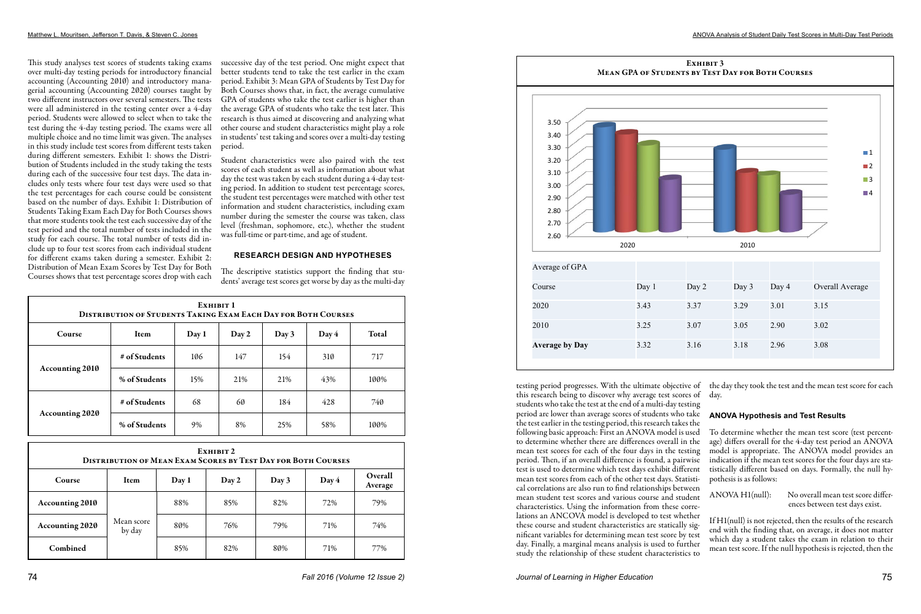This study analyses test scores of students taking exams over multi-day testing periods for introductory financial accounting (Accounting 2010) and introductory managerial accounting (Accounting 2020) courses taught by two different instructors over several semesters. The tests were all administered in the testing center over a 4-day period. Students were allowed to select when to take the test during the 4-day testing period. The exams were all multiple choice and no time limit was given. The analyses in this study include test scores from different tests taken during different semesters. Exhibit 1: shows the Distribution of Students included in the study taking the tests during each of the successive four test days. The data includes only tests where four test days were used so that the test percentages for each course could be consistent based on the number of days. Exhibit 1: Distribution of Students Taking Exam Each Day for Both Courses shows that more students took the test each successive day of the test period and the total number of tests included in the study for each course. The total number of tests did include up to four test scores from each individual student for different exams taken during a semester. Exhibit 2: Distribution of Mean Exam Scores by Test Day for Both Courses shows that test percentage scores drop with each successive day of the test period. One might expect that better students tend to take the test earlier in the exam period. Exhibit 3: Mean GPA of Students by Test Day for Both Courses shows that, in fact, the average cumulative GPA of students who take the test earlier is higher than the average GPA of students who take the test later. This research is thus aimed at discovering and analyzing what other course and student characteristics might play a role in students' test taking and scores over a multi-day testing period.

Student characteristics were also paired with the test scores of each student as well as information about what day the test was taken by each student during a 4-day testing period. In addition to student test percentage scores, the student test percentages were matched with other test information and student characteristics, including exam number during the semester the course was taken, class level (freshman, sophomore, etc.), whether the student was full-time or part-time, and age of student.

**Exhibit 1**
**Distribution of Students Taking Exam Each Day for Both Courses**

| Course | Item | Day 1 | Day 2 | Day 3 | Day 4 | Total |
|---|---|---|---|---|---|---|
| Accounting 2010 | # of Students | 106 | 147 | 154 | 310 | 717 |
| | % of Students | 15% | 21% | 21% | 43% | 100% |
| Accounting 2020 | # of Students | 68 | 60 | 184 | 428 | 740 |
| | % of Students | 9% | 8% | 25% | 58% | 100% |

**Exhibit 2**
**Distribution of Mean Exam Scores by Test Day for Both Courses**

| Course | Item | Day 1 | Day 2 | Day 3 | Day 4 | Overall Average |
|---|---|---|---|---|---|---|
| Accounting 2010 | Mean score by day | 88% | 85% | 82% | 72% | 79% |
| Accounting 2020 | | 80% | 76% | 79% | 71% | 74% |
| Combined | | 85% | 82% | 80% | 71% | 77% |

**Exhibit 3**
**Mean GPA of Students by Test Day for Both Courses**

3.50
3.40
3.30
3.20
3.10
3.00
2.90
2.80
2.70
2.60
2020
2010
1
2
3
4

| Average of GPA | | | | | |
|---|---|---|---|---|---|
| Course | Day 1 | Day 2 | Day 3 | Day 4 | Overall Average |
| 2020 | 3.43 | 3.37 | 3.29 | 3.01 | 3.15 |
| 2010 | 3.25 | 3.07 | 3.05 | 2.90 | 3.02 |
| **Average by Day** | 3.32 | 3.16 | 3.18 | 2.96 | 3.08 |

## RESEARCH DESIGN AND HYPOTHESES

The descriptive statistics support the finding that students' average test scores get worse by day as the multi-day testing period progresses. With the ultimate objective of this research being to discover why average test scores of students who take the test at the end of a multi-day testing period are lower than average scores of students who take the test earlier in the testing period, this research takes the following basic approach: First an ANOVA model is used to determine whether there are differences overall in the mean test scores for each of the four days in the testing period. Then, if an overall difference is found, a pairwise test is used to determine which test days exhibit different mean test scores from each of the other test days. Statistical correlations are also run to find relationships between mean student test scores and various course and student characteristics. Using the information from these correlations an ANCOVA model is developed to test whether these course and student characteristics are statically significant variables for determining mean test score by test day. Finally, a marginal means analysis is used to further study the relationship of these student characteristics to the day they took the test and the mean test score for each day.

### ANOVA Hypothesis and Test Results

To determine whether the mean test score (test percentage) differs overall for the 4-day test period an ANOVA model is appropriate. The ANOVA model provides an indication if the mean test scores for the four days are statistically different based on days. Formally, the null hypothesis is as follows:

ANOVA H1(null): No overall mean test score differences between test days exist.

If H1(null) is not rejected, then the results of the research end with the finding that, on average, it does not matter which day a student takes the exam in relation to their mean test score. If the null hypothesis is rejected, then the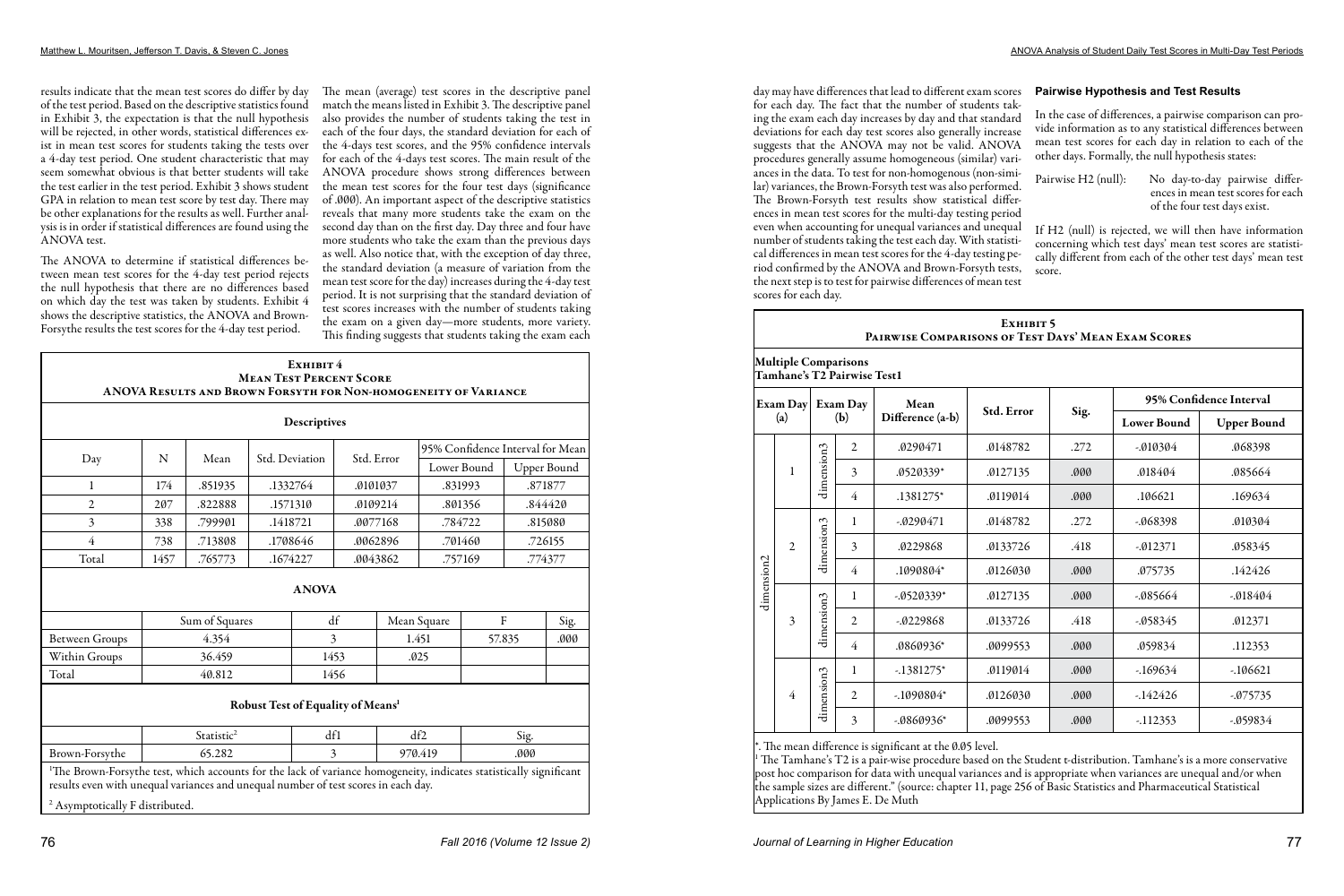results indicate that the mean test scores do differ by day of the test period. Based on the descriptive statistics found in Exhibit 3, the expectation is that the null hypothesis will be rejected, in other words, statistical differences exist in mean test scores for students taking the tests over a 4-day test period. One student characteristic that may seem somewhat obvious is that better students will take the test earlier in the test period. Exhibit 3 shows student GPA in relation to mean test score by test day. There may be other explanations for the results as well. Further analysis is in order if statistical differences are found using the ANOVA test.

The ANOVA to determine if statistical differences between mean test scores for the 4-day test period rejects the null hypothesis that there are no differences based on which day the test was taken by students. Exhibit 4 shows the descriptive statistics, the ANOVA and Brown-Forsythe results the test scores for the 4-day test period.

The mean (average) test scores in the descriptive panel match the means listed in Exhibit 3. The descriptive panel also provides the number of students taking the test in each of the four days, the standard deviation for each of the 4-days test scores, and the 95% confidence intervals for each of the 4-days test scores. The main result of the ANOVA procedure shows strong differences between the mean test scores for the four test days (significance of .000). An important aspect of the descriptive statistics reveals that many more students take the exam on the second day than on the first day. Day three and four have more students who take the exam than the previous days as well. Also notice that, with the exception of day three, the standard deviation (a measure of variation from the mean test score for the day) increases during the 4-day test period. It is not surprising that the standard deviation of test scores increases with the number of students taking the exam on a given day—more students, more variety. This finding suggests that students taking the exam each day may have differences that lead to different exam scores for each day. The fact that the number of students taking the exam each day increases by day and that standard deviations for each day test scores also generally increase suggests that the ANOVA may not be valid. ANOVA procedures generally assume homogeneous (similar) variances in the data. To test for non-homogenous (non-similar) variances, the Brown-Forsyth test was also performed. The Brown-Forsyth test results show statistical differences in mean test scores for the multi-day testing period even when accounting for unequal variances and unequal number of students taking the test each day. With statistical differences in mean test scores for the 4-day testing period confirmed by the ANOVA and Brown-Forsyth tests, the next step is to test for pairwise differences of mean test scores for each day.

**Exhibit 4**
**Mean Test Percent Score**
**ANOVA Results and Brown Forsyth for Non-homogeneity of Variance**

**Descriptives**

| Day | N | Mean | Std. Deviation | Std. Error | 95% Confidence Interval for Mean | |
|---|---|---|---|---|---|---|
| | | | | | Lower Bound | Upper Bound |
| 1 | 174 | .851935 | .1332764 | .0101037 | .831993 | .871877 |
| 2 | 207 | .822888 | .1571310 | .0109214 | .801356 | .844420 |
| 3 | 338 | .799901 | .1418721 | .0077168 | .784722 | .815080 |
| 4 | 738 | .713808 | .1708646 | .0062896 | .701460 | .726155 |
| Total | 1457 | .765773 | .1674227 | .0043862 | .757169 | .774377 |

**ANOVA**

| | Sum of Squares | df | Mean Square | F | Sig. |
|---|---|---|---|---|---|
| Between Groups | 4.354 | 3 | 1.451 | 57.835 | .000 |
| Within Groups | 36.459 | 1453 | .025 | | |
| Total | 40.812 | 1456 | | | |

**Robust Test of Equality of Means[1]**

| | Statistic[2] | df1 | df2 | Sig. |
|---|---|---|---|---|
| Brown-Forsythe | 65.282 | 3 | 970.419 | .000 |

[1]The Brown-Forsythe test, which accounts for the lack of variance homogeneity, indicates statistically significant results even with unequal variances and unequal number of test scores in each day.

[2] Asymptotically F distributed.

### Pairwise Hypothesis and Test Results

In the case of differences, a pairwise comparison can provide information as to any statistical differences between mean test scores for each day in relation to each of the other days. Formally, the null hypothesis states:

Pairwise H2 (null): No day-to-day pairwise differences in mean test scores for each of the four test days exist.

If H2 (null) is rejected, we will then have information concerning which test days' mean test scores are statistically different from each of the other test days' mean test score.

**Exhibit 5**
**Pairwise Comparisons of Test Days' Mean Exam Scores**

**Multiple Comparisons**
**Tamhane's T2 Pairwise Test1**

| Exam Day (a) | Exam Day (b) | Mean Difference (a-b) | Std. Error | Sig. | 95% Confidence Interval | |
|---|---|---|---|---|---|---|
| | | | | | Lower Bound | Upper Bound |
| 1 | 2 | .0290471 | .0148782 | .272 | -.010304 | .068398 |
| | 3 | .0520339* | .0127135 | .000 | .018404 | .085664 |
| | 4 | .1381275* | .0119014 | .000 | .106621 | .169634 |
| 2 | 1 | -.0290471 | .0148782 | .272 | -.068398 | .010304 |
| | 3 | .0229868 | .0133726 | .418 | -.012371 | .058345 |
| | 4 | .1090804* | .0126030 | .000 | .075735 | .142426 |
| 3 | 1 | -.0520339* | .0127135 | .000 | -.085664 | -.018404 |
| | 2 | -.0229868 | .0133726 | .418 | -.058345 | .012371 |
| | 4 | .0860936* | .0099553 | .000 | .059834 | .112353 |
| 4 | 1 | -.1381275* | .0119014 | .000 | -.169634 | -.106621 |
| | 2 | -.1090804* | .0126030 | .000 | -.142426 | -.075735 |
| | 3 | -.0860936* | .0099553 | .000 | -.112353 | -.059834 |

*. The mean difference is significant at the 0.05 level.

[1] The Tamhane's T2 is a pair-wise procedure based on the Student t-distribution. Tamhane's is a more conservative post hoc comparison for data with unequal variances and is appropriate when variances are unequal and/or when the sample sizes are different." (source: chapter 11, page 256 of Basic Statistics and Pharmaceutical Statistical Applications By James E. De Muth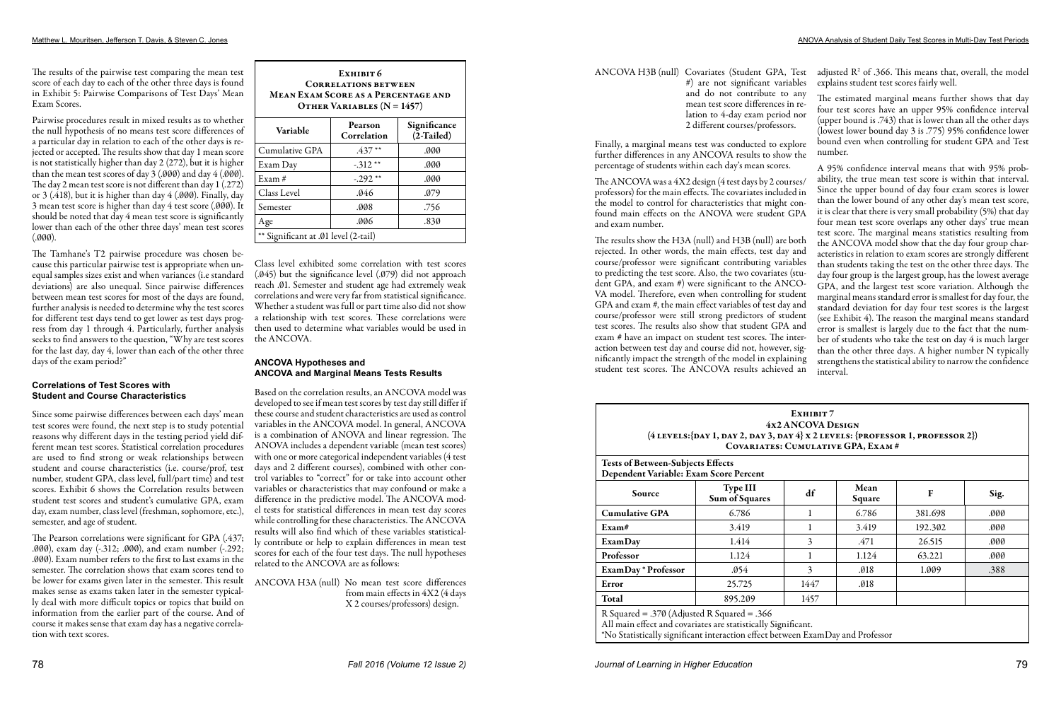The results of the pairwise test comparing the mean test score of each day to each of the other three days is found in Exhibit 5: Pairwise Comparisons of Test Days' Mean Exam Scores.

Pairwise procedures result in mixed results as to whether the null hypothesis of no means test score differences of a particular day in relation to each of the other days is rejected or accepted. The results show that day 1 mean score is not statistically higher than day 2 (272), but it is higher than the mean test scores of day 3 (.000) and day 4 (.000). The day 2 mean test score is not different than day 1 (.272) or 3 (.418), but it is higher than day 4 (.000). Finally, day 3 mean test score is higher than day 4 test score (.000). It should be noted that day 4 mean test score is significantly lower than each of the other three days' mean test scores (.000).

The Tamhane's T2 pairwise procedure was chosen because this particular pairwise test is appropriate when unequal samples sizes exist and when variances (i.e standard deviations) are also unequal. Since pairwise differences between mean test scores for most of the days are found, further analysis is needed to determine why the test scores for different test days tend to get lower as test days progress from day 1 through 4. Particularly, further analysis seeks to find answers to the question, "Why are test scores for the last day, day 4, lower than each of the other three days of the exam period?"

### Correlations of Test Scores with Student and Course Characteristics

Since some pairwise differences between each days' mean test scores were found, the next step is to study potential reasons why different days in the testing period yield different mean test scores. Statistical correlation procedures are used to find strong or weak relationships between student and course characteristics (i.e. course/prof, test number, student GPA, class level, full/part time) and test scores. Exhibit 6 shows the Correlation results between student test scores and student's cumulative GPA, exam day, exam number, class level (freshman, sophomore, etc.), semester, and age of student.

The Pearson correlations were significant for GPA (.437; .000), exam day (-.312; .000), and exam number (-.292; .000). Exam number refers to the first to last exams in the semester. The correlation shows that exam scores tend to be lower for exams given later in the semester. This result makes sense as exams taken later in the semester typically deal with more difficult topics or topics that build on information from the earlier part of the course. And of course it makes sense that exam day has a negative correlation with text scores.

**Exhibit 6**
**Correlations between Mean Exam Score as a Percentage and Other Variables (N = 1457)**

| Variable | Pearson Correlation | Significance (2-Tailed) |
|---|---|---|
| Cumulative GPA | .437 ** | .000 |
| Exam Day | -.312 ** | .000 |
| Exam # | -.292 ** | .000 |
| Class Level | .046 | .079 |
| Semester | .008 | .756 |
| Age | .006 | .830 |

** Significant at .01 level (2-tail)

Class level exhibited some correlation with test scores (.045) but the significance level (.079) did not approach reach .01. Semester and student age had extremely weak correlations and were very far from statistical significance. Whether a student was full or part time also did not show a relationship with test scores. These correlations were then used to determine what variables would be used in the ANCOVA.

### ANCOVA Hypotheses and ANCOVA and Marginal Means Tests Results

Based on the correlation results, an ANCOVA model was developed to see if mean test scores by test day still differ if these course and student characteristics are used as control variables in the ANCOVA model. In general, ANCOVA is a combination of ANOVA and linear regression. The ANCOVA includes a dependent variable (mean test scores) with one or more categorical independent variables (4 test days and 2 different courses), combined with other control variables to "correct" for or take into account other variables or characteristics that may confound or make a difference in the predictive model. The ANCOVA model tests for statistical differences in mean test day scores while controlling for these characteristics. The ANCOVA results will also find which of these variables statistically contribute or help to explain differences in mean test scores for each of the four test days. The null hypotheses related to the ANCOVA are as follows:

ANCOVA H3A (null) No mean test score differences from main effects in 4X2 (4 days X 2 courses/professors) design.

ANCOVA H3B (null) Covariates (Student GPA, Test #) are not significant variables and do not contribute to any mean test score differences in relation to 4-day exam period nor 2 different courses/professors.

Finally, a marginal means test was conducted to explore further differences in any ANCOVA results to show the percentage of students within each day's mean scores.

The ANCOVA was a 4X2 design (4 test days by 2 courses/professors) for the main effects. The covariates included in the model to control for characteristics that might confound main effects on the ANOVA were student GPA and exam number.

The results show the H3A (null) and H3B (null) are both rejected. In other words, the main effects, test day and course/professor were significant contributing variables to predicting the test score. Also, the two covariates (student GPA, and exam #) were significant to the ANCOVA model. Therefore, even when controlling for student GPA and exam #, the main effect variables of test day and course/professor were still strong predictors of student test scores. The results also show that student GPA and exam # have an impact on student test scores. The interaction between test day and course did not, however, significantly impact the strength of the model in explaining student test scores. The ANCOVA results achieved an adjusted $R^2$ of .366. This means that, overall, the model explains student test scores fairly well.

The estimated marginal means further shows that day four test scores have an upper 95% confidence interval (upper bound is .743) that is lower than all the other days (lowest lower bound day 3 is .775) 95% confidence lower bound even when controlling for student GPA and Test number.

A 95% confidence interval means that with 95% probability, the true mean test score is within that interval. Since the upper bound of day four exam scores is lower than the lower bound of any other day's mean test score, it is clear that there is very small probability (5%) that day four mean test score overlaps any other days' true mean test score. The marginal means statistics resulting from the ANCOVA model show that the day four group characteristics in relation to exam scores are strongly different than students taking the test on the other three days. The day four group is the largest group, has the lowest average GPA, and the largest test score variation. Although the marginal means standard error is smallest for day four, the standard deviation for day four test scores is the largest (see Exhibit 4). The reason the marginal means standard error is smallest is largely due to the fact that the number of students who take the test on day 4 is much larger than the other three days. A higher number N typically strengthens the statistical ability to narrow the confidence interval.

**Exhibit 7**
**4x2 ANCOVA Design**
**(4 levels:{day 1, day 2, day 3, day 4} x 2 levels: {professor 1, professor 2})**
**Covariates: Cumulative GPA, Exam #**

Tests of Between-Subjects Effects
Dependent Variable: Exam Score Percent

| Source | Type III Sum of Squares | df | Mean Square | F | Sig. |
|---|---|---|---|---|---|
| Cumulative GPA | 6.786 | 1 | 6.786 | 381.698 | .000 |
| Exam# | 3.419 | 1 | 3.419 | 192.302 | .000 |
| ExamDay | 1.414 | 3 | .471 | 26.515 | .000 |
| Professor | 1.124 | 1 | 1.124 | 63.221 | .000 |
| ExamDay * Professor | .054 | 3 | .018 | 1.009 | .388 |
| Error | 25.725 | 1447 | .018 | | |
| Total | 895.209 | 1457 | | | |

R Squared = .370 (Adjusted R Squared = .366
All main effect and covariates are statistically Significant.
*No Statistically significant interaction effect between ExamDay and Professor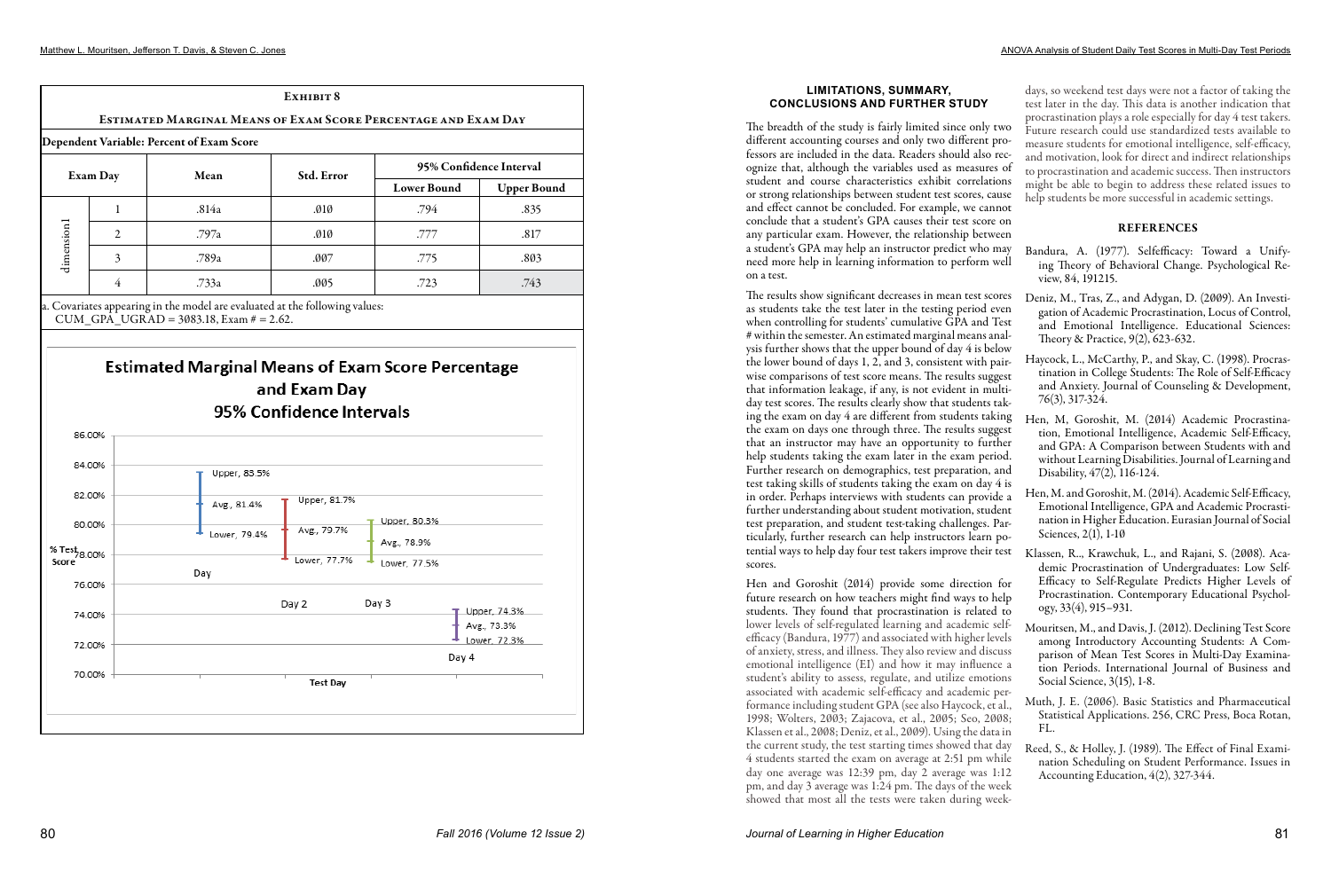**EXHIBIT 8**

**ESTIMATED MARGINAL MEANS OF EXAM SCORE PERCENTAGE AND EXAM DAY**

**Dependent Variable: Percent of Exam Score**

| Exam Day | | Mean | Std. Error | 95% Confidence Interval | |
|---|---|---|---|---|---|
| | | | | Lower Bound | Upper Bound |
| dimension1 | 1 | .814a | .010 | .794 | .835 |
| | 2 | .797a | .010 | .777 | .817 |
| | 3 | .789a | .007 | .775 | .803 |
| | 4 | .733a | .005 | .723 | .743 |

a. Covariates appearing in the model are evaluated at the following values: CUM_GPA_UGRAD = 3083.18, Exam # = 2.62.

Estimated Marginal Means of Exam Score Percentage and Exam Day
95% Confidence Intervals

86.00%
84.00%
82.00%
80.00%
% Test Score 78.00%
76.00%
74.00%
72.00%
70.00%

Day
Upper, 83.5%
Avg., 81.4%
Lower, 79.4%

Day 2
Upper, 81.7%
Avg., 79.7%
Lower, 77.7%

Day 3
Upper, 80.3%
Avg., 78.9%
Lower, 77.5%

Day 4
Upper, 74.3%
Avg., 73.3%
Lower, 72.3%

Test Day

## LIMITATIONS, SUMMARY, CONCLUSIONS AND FURTHER STUDY

The breadth of the study is fairly limited since only two different accounting courses and only two different professors are included in the data. Readers should also recognize that, although the variables used as measures of student and course characteristics exhibit correlations or strong relationships between student test scores, cause and effect cannot be concluded. For example, we cannot conclude that a student's GPA causes their test score on any particular exam. However, the relationship between a student's GPA may help an instructor predict who may need more help in learning information to perform well on a test.

The results show significant decreases in mean test scores as students take the test later in the testing period even when controlling for students' cumulative GPA and Test # within the semester. An estimated marginal means analysis further shows that the upper bound of day 4 is below the lower bound of days 1, 2, and 3, consistent with pairwise comparisons of test score means. The results suggest that information leakage, if any, is not evident in multi-day test scores. The results clearly show that students taking the exam on day 4 are different from students taking the exam on days one through three. The results suggest that an instructor may have an opportunity to further help students taking the exam later in the exam period. Further research on demographics, test preparation, and test taking skills of students taking the exam on day 4 is in order. Perhaps interviews with students can provide a further understanding about student motivation, student test preparation, and student test-taking challenges. Particularly, further research can help instructors learn potential ways to help day four test takers improve their test scores.

Hen and Goroshit (2014) provide some direction for future research on how teachers might find ways to help students. They found that procrastination is related to lower levels of self-regulated learning and academic self-efficacy (Bandura, 1977) and associated with higher levels of anxiety, stress, and illness. They also review and discuss emotional intelligence (EI) and how it may influence a student's ability to assess, regulate, and utilize emotions associated with academic self-efficacy and academic performance including student GPA (see also Haycock, et al., 1998; Wolters, 2003; Zajacova, et al., 2005; Seo, 2008; Klassen et al., 2008; Deniz, et al., 2009). Using the data in the current study, the test starting times showed that day 4 students started the exam on average at 2:51 pm while day one average was 12:39 pm, day 2 average was 1:12 pm, and day 3 average was 1:24 pm. The days of the week showed that most all the tests were taken during weekdays, so weekend test days were not a factor of taking the test later in the day. This data is another indication that procrastination plays a role especially for day 4 test takers. Future research could use standardized tests available to measure students for emotional intelligence, self-efficacy, and motivation, look for direct and indirect relationships to procrastination and academic success. Then instructors might be able to begin to address these related issues to help students be more successful in academic settings.

## REFERENCES

Bandura, A. (1977). Selfefficacy: Toward a Unifying Theory of Behavioral Change. Psychological Review, 84, 191215.

Deniz, M., Tras, Z., and Adygan, D. (2009). An Investigation of Academic Procrastination, Locus of Control, and Emotional Intelligence. Educational Sciences: Theory & Practice, 9(2), 623-632.

Haycock, L., McCarthy, P., and Skay, C. (1998). Procrastination in College Students: The Role of Self-Efficacy and Anxiety. Journal of Counseling & Development, 76(3), 317-324.

Hen, M, Goroshit, M. (2014) Academic Procrastination, Emotional Intelligence, Academic Self-Efficacy, and GPA: A Comparison between Students with and without Learning Disabilities. Journal of Learning and Disability, 47(2), 116-124.

Hen, M. and Goroshit, M. (2014). Academic Self-Efficacy, Emotional Intelligence, GPA and Academic Procrastination in Higher Education. Eurasian Journal of Social Sciences, 2(1), 1-10

Klassen, R., Krawchuk, L., and Rajani, S. (2008). Academic Procrastination of Undergraduates: Low Self-Efficacy to Self-Regulate Predicts Higher Levels of Procrastination. Contemporary Educational Psychology, 33(4), 915–931.

Mouritsen, M., and Davis, J. (2012). Declining Test Score among Introductory Accounting Students: A Comparison of Mean Test Scores in Multi-Day Examination Periods. International Journal of Business and Social Science, 3(15), 1-8.

Muth, J. E. (2006). Basic Statistics and Pharmaceutical Statistical Applications. 256, CRC Press, Boca Rotan, FL.

Reed, S., & Holley, J. (1989). The Effect of Final Examination Scheduling on Student Performance. Issues in Accounting Education, 4(2), 327-344.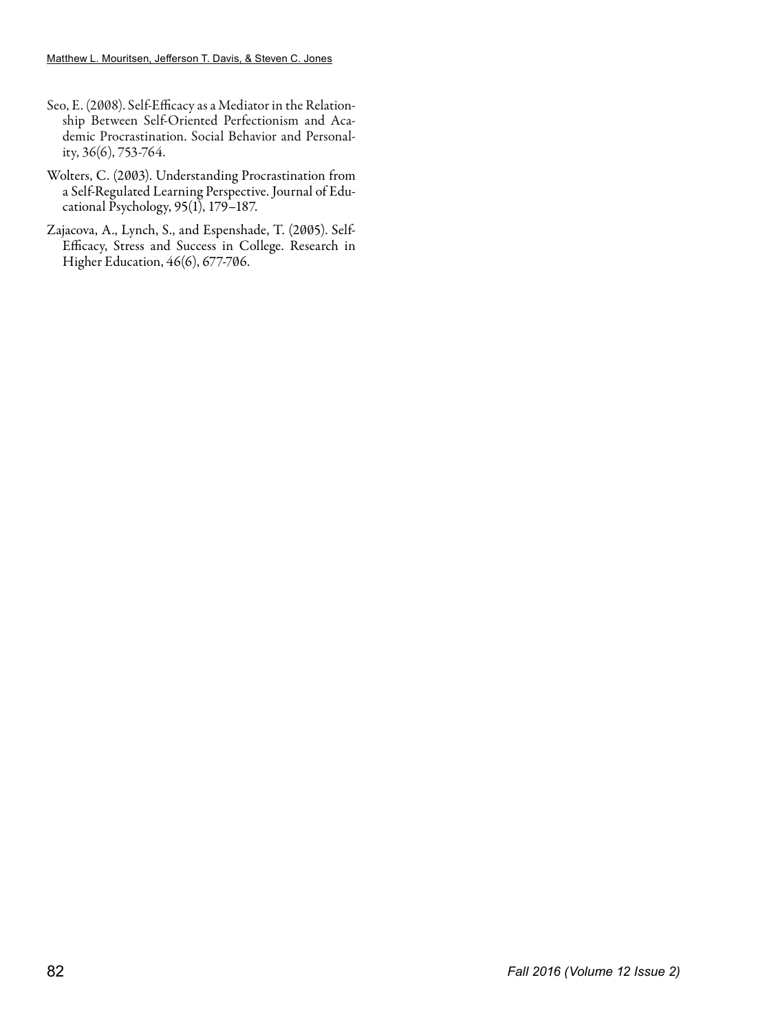Seo, E. (2008). Self-Efficacy as a Mediator in the Relationship Between Self-Oriented Perfectionism and Academic Procrastination. Social Behavior and Personality, 36(6), 753-764.

Wolters, C. (2003). Understanding Procrastination from a Self-Regulated Learning Perspective. Journal of Educational Psychology, 95(1), 179–187.

Zajacova, A., Lynch, S., and Espenshade, T. (2005). Self-Efficacy, Stress and Success in College. Research in Higher Education, 46(6), 677-706.